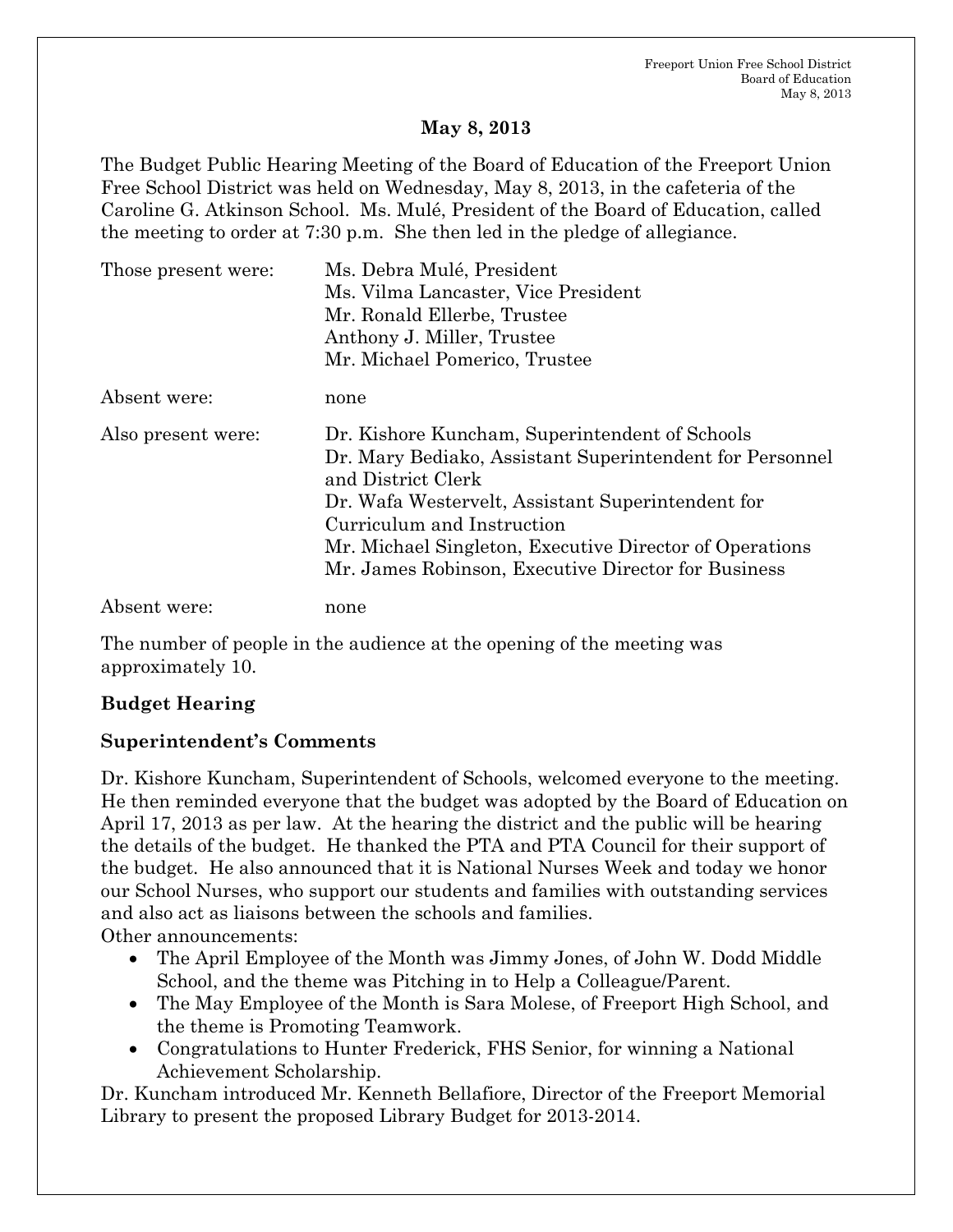## May 8, 2013

The Budget Public Hearing Meeting of the Board of Education of the Freeport Union Free School District was held on Wednesday, May 8, 2013, in the cafeteria of the Caroline G. Atkinson School. Ms. Mulé, President of the Board of Education, called the meeting to order at 7:30 p.m. She then led in the pledge of allegiance.

| | |
|---|---|
| Those present were: | Ms. Debra Mulé, President<br>Ms. Vilma Lancaster, Vice President<br>Mr. Ronald Ellerbe, Trustee<br>Anthony J. Miller, Trustee<br>Mr. Michael Pomerico, Trustee |
| Absent were: | none |
| Also present were: | Dr. Kishore Kuncham, Superintendent of Schools<br>Dr. Mary Bediako, Assistant Superintendent for Personnel and District Clerk<br>Dr. Wafa Westervelt, Assistant Superintendent for Curriculum and Instruction<br>Mr. Michael Singleton, Executive Director of Operations<br>Mr. James Robinson, Executive Director for Business |
| Absent were: | none |

The number of people in the audience at the opening of the meeting was approximately 10.

### Budget Hearing

### Superintendent's Comments

Dr. Kishore Kuncham, Superintendent of Schools, welcomed everyone to the meeting. He then reminded everyone that the budget was adopted by the Board of Education on April 17, 2013 as per law. At the hearing the district and the public will be hearing the details of the budget. He thanked the PTA and PTA Council for their support of the budget. He also announced that it is National Nurses Week and today we honor our School Nurses, who support our students and families with outstanding services and also act as liaisons between the schools and families.

Other announcements:

- The April Employee of the Month was Jimmy Jones, of John W. Dodd Middle School, and the theme was Pitching in to Help a Colleague/Parent.
- The May Employee of the Month is Sara Molese, of Freeport High School, and the theme is Promoting Teamwork.
- Congratulations to Hunter Frederick, FHS Senior, for winning a National Achievement Scholarship.

Dr. Kuncham introduced Mr. Kenneth Bellafiore, Director of the Freeport Memorial Library to present the proposed Library Budget for 2013-2014.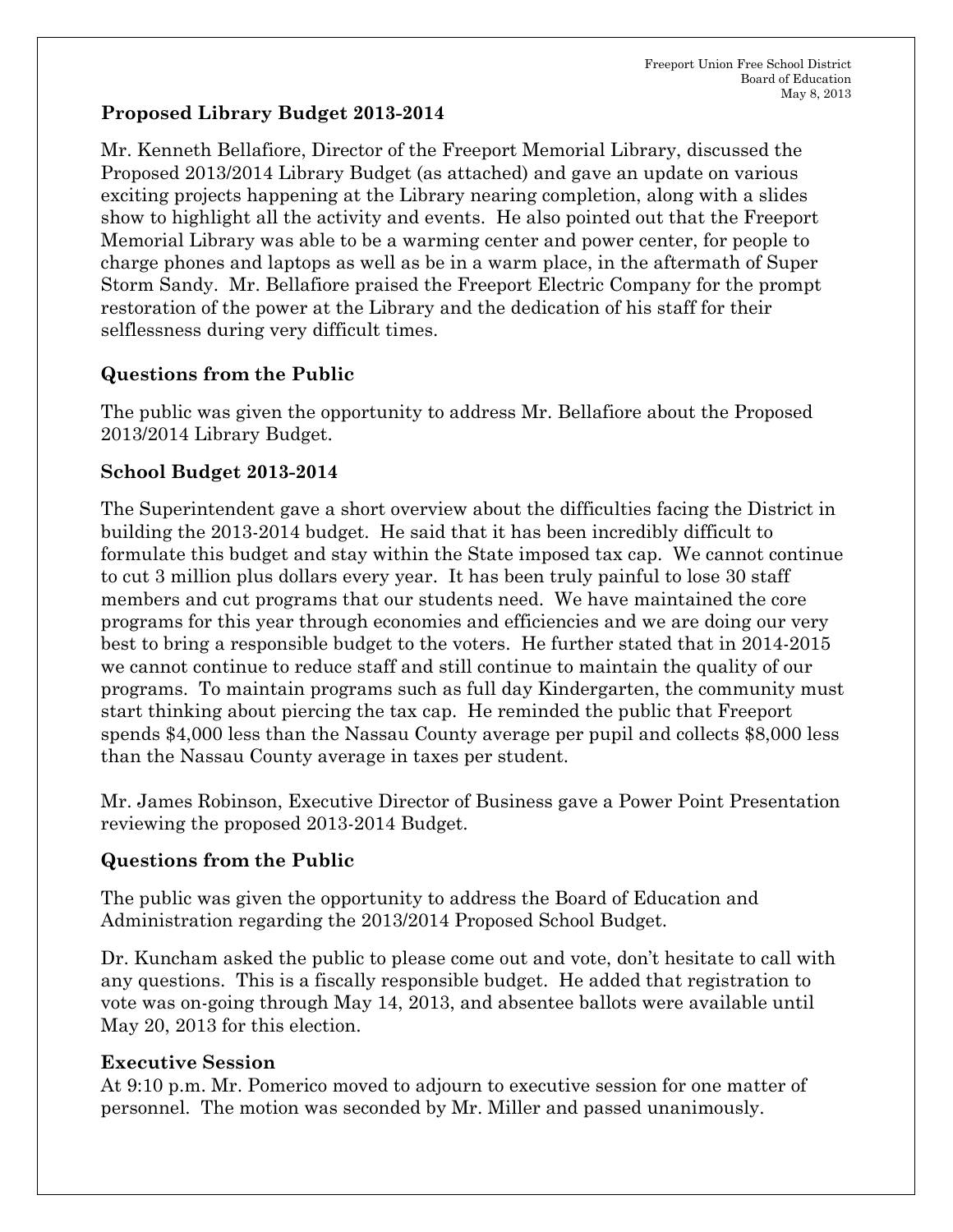**Proposed Library Budget 2013-2014**

Mr. Kenneth Bellafiore, Director of the Freeport Memorial Library, discussed the Proposed 2013/2014 Library Budget (as attached) and gave an update on various exciting projects happening at the Library nearing completion, along with a slides show to highlight all the activity and events. He also pointed out that the Freeport Memorial Library was able to be a warming center and power center, for people to charge phones and laptops as well as be in a warm place, in the aftermath of Super Storm Sandy. Mr. Bellafiore praised the Freeport Electric Company for the prompt restoration of the power at the Library and the dedication of his staff for their selflessness during very difficult times.

**Questions from the Public**

The public was given the opportunity to address Mr. Bellafiore about the Proposed 2013/2014 Library Budget.

**School Budget 2013-2014**

The Superintendent gave a short overview about the difficulties facing the District in building the 2013-2014 budget. He said that it has been incredibly difficult to formulate this budget and stay within the State imposed tax cap. We cannot continue to cut 3 million plus dollars every year. It has been truly painful to lose 30 staff members and cut programs that our students need. We have maintained the core programs for this year through economies and efficiencies and we are doing our very best to bring a responsible budget to the voters. He further stated that in 2014-2015 we cannot continue to reduce staff and still continue to maintain the quality of our programs. To maintain programs such as full day Kindergarten, the community must start thinking about piercing the tax cap. He reminded the public that Freeport spends $4,000 less than the Nassau County average per pupil and collects $8,000 less than the Nassau County average in taxes per student.

Mr. James Robinson, Executive Director of Business gave a Power Point Presentation reviewing the proposed 2013-2014 Budget.

**Questions from the Public**

The public was given the opportunity to address the Board of Education and Administration regarding the 2013/2014 Proposed School Budget.

Dr. Kuncham asked the public to please come out and vote, don't hesitate to call with any questions. This is a fiscally responsible budget. He added that registration to vote was on-going through May 14, 2013, and absentee ballots were available until May 20, 2013 for this election.

**Executive Session**

At 9:10 p.m. Mr. Pomerico moved to adjourn to executive session for one matter of personnel. The motion was seconded by Mr. Miller and passed unanimously.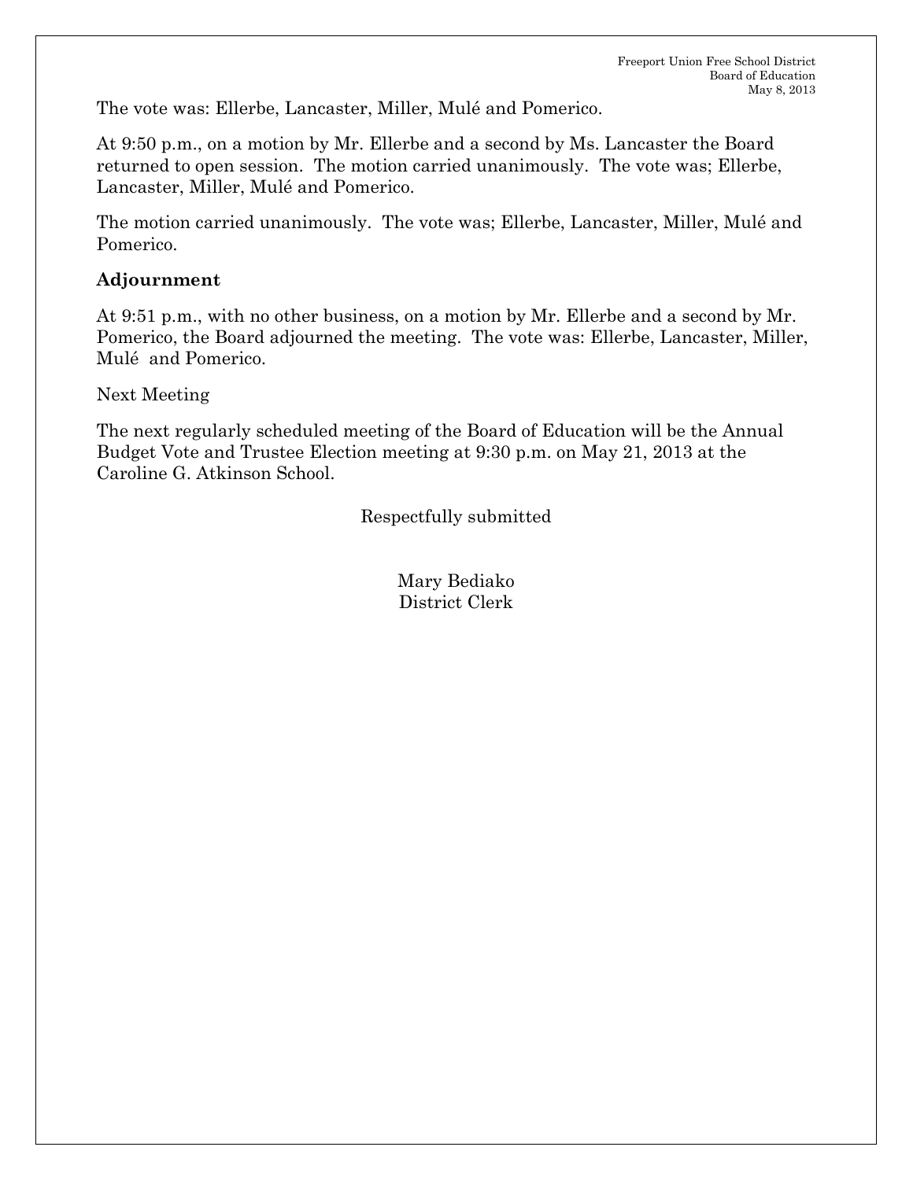The vote was: Ellerbe, Lancaster, Miller, Mulé and Pomerico.

At 9:50 p.m., on a motion by Mr. Ellerbe and a second by Ms. Lancaster the Board returned to open session. The motion carried unanimously. The vote was; Ellerbe, Lancaster, Miller, Mulé and Pomerico.

The motion carried unanimously. The vote was; Ellerbe, Lancaster, Miller, Mulé and Pomerico.

**Adjournment**

At 9:51 p.m., with no other business, on a motion by Mr. Ellerbe and a second by Mr. Pomerico, the Board adjourned the meeting. The vote was: Ellerbe, Lancaster, Miller, Mulé and Pomerico.

Next Meeting

The next regularly scheduled meeting of the Board of Education will be the Annual Budget Vote and Trustee Election meeting at 9:30 p.m. on May 21, 2013 at the Caroline G. Atkinson School.

Respectfully submitted

Mary Bediako
District Clerk